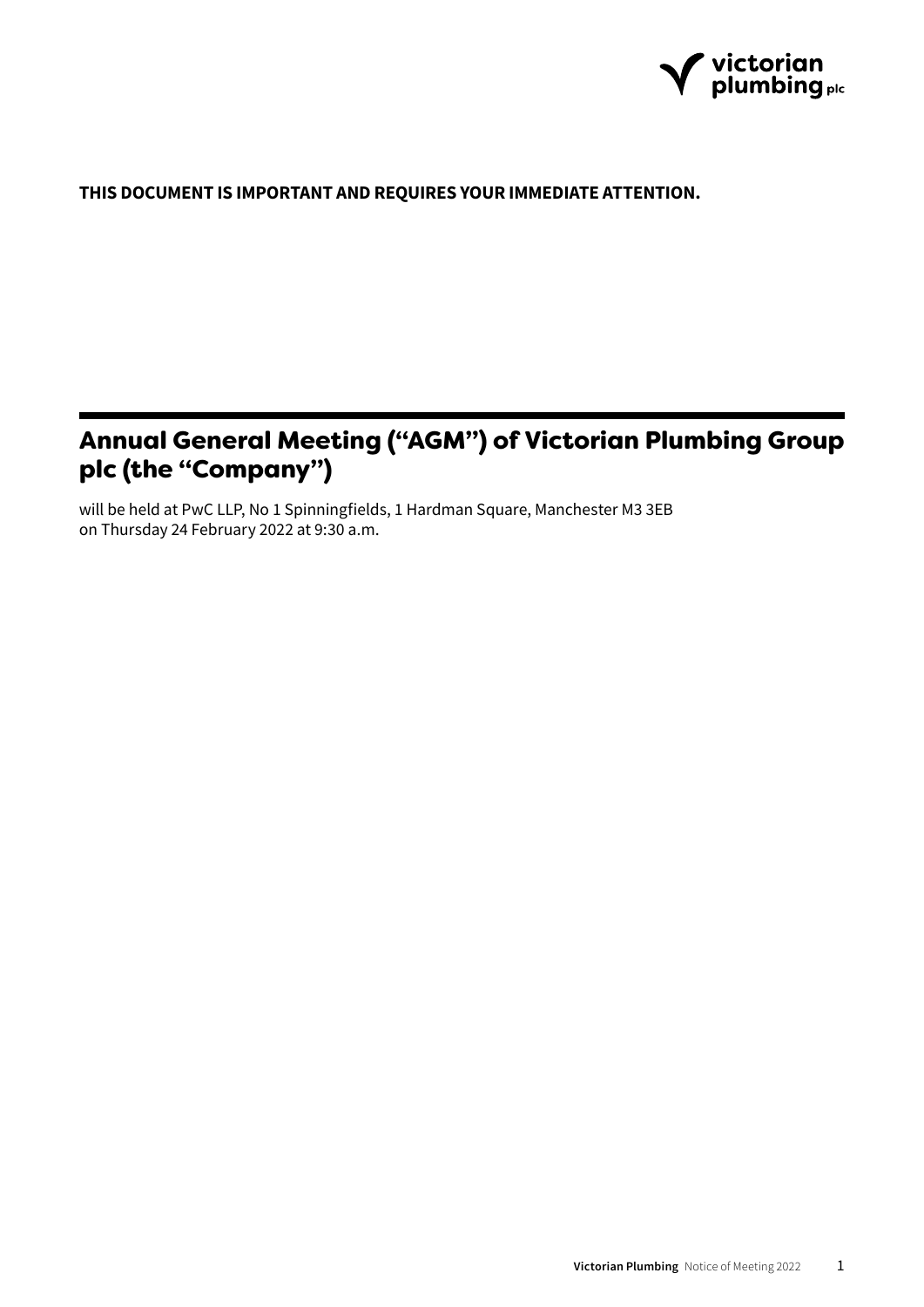**THIS DOCUMENT IS IMPORTANT AND REQUIRES YOUR IMMEDIATE ATTENTION.**

# Annual General Meeting ("AGM") of Victorian Plumbing Group plc (the "Company")

will be held at PwC LLP, No 1 Spinningfields, 1 Hardman Square, Manchester M3 3EB
on Thursday 24 February 2022 at 9:30 a.m.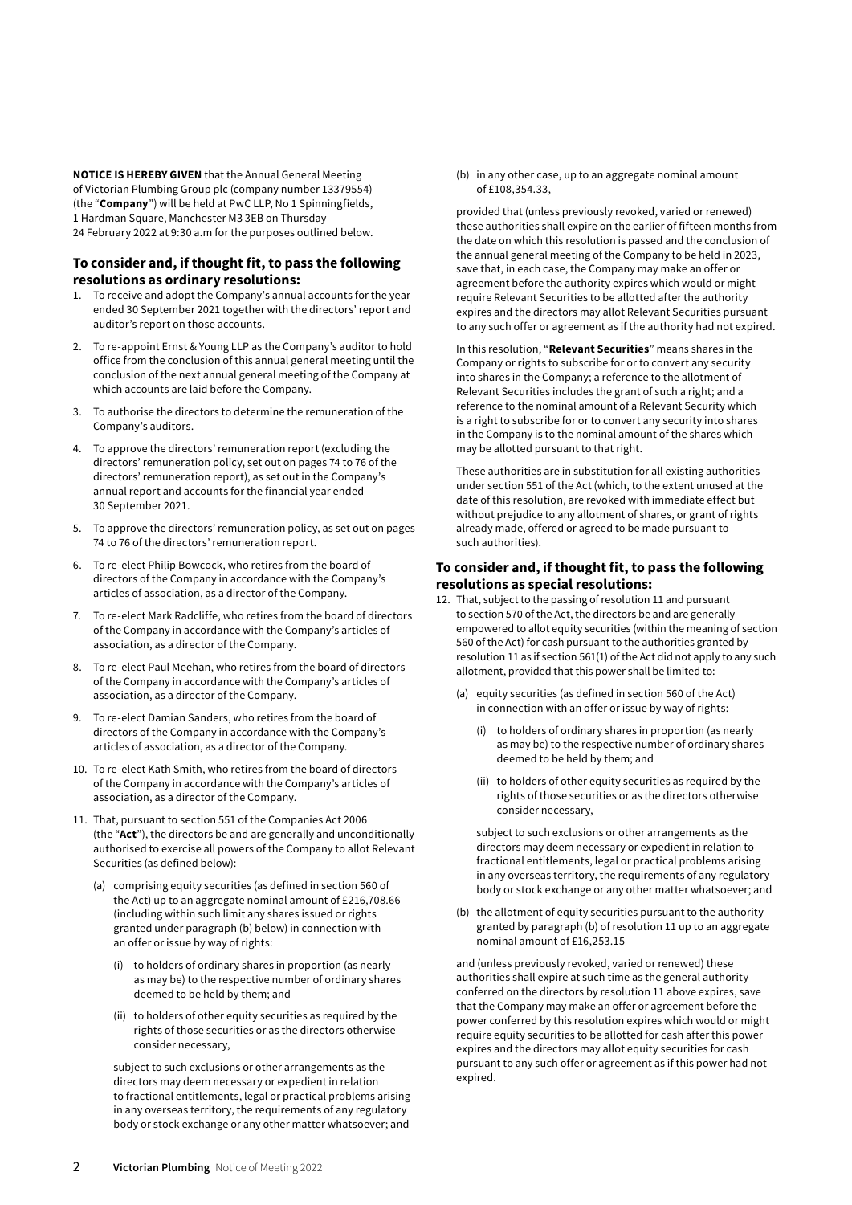**NOTICE IS HEREBY GIVEN** that the Annual General Meeting of Victorian Plumbing Group plc (company number 13379554) (the "**Company**") will be held at PwC LLP, No 1 Spinningfields, 1 Hardman Square, Manchester M3 3EB on Thursday 24 February 2022 at 9:30 a.m for the purposes outlined below.

## To consider and, if thought fit, to pass the following resolutions as ordinary resolutions:

1. To receive and adopt the Company's annual accounts for the year ended 30 September 2021 together with the directors' report and auditor's report on those accounts.
2. To re-appoint Ernst & Young LLP as the Company's auditor to hold office from the conclusion of this annual general meeting until the conclusion of the next annual general meeting of the Company at which accounts are laid before the Company.
3. To authorise the directors to determine the remuneration of the Company's auditors.
4. To approve the directors' remuneration report (excluding the directors' remuneration policy, set out on pages 74 to 76 of the directors' remuneration report), as set out in the Company's annual report and accounts for the financial year ended 30 September 2021.
5. To approve the directors' remuneration policy, as set out on pages 74 to 76 of the directors' remuneration report.
6. To re-elect Philip Bowcock, who retires from the board of directors of the Company in accordance with the Company's articles of association, as a director of the Company.
7. To re-elect Mark Radcliffe, who retires from the board of directors of the Company in accordance with the Company's articles of association, as a director of the Company.
8. To re-elect Paul Meehan, who retires from the board of directors of the Company in accordance with the Company's articles of association, as a director of the Company.
9. To re-elect Damian Sanders, who retires from the board of directors of the Company in accordance with the Company's articles of association, as a director of the Company.
10. To re-elect Kath Smith, who retires from the board of directors of the Company in accordance with the Company's articles of association, as a director of the Company.
11. That, pursuant to section 551 of the Companies Act 2006 (the "**Act**"), the directors be and are generally and unconditionally authorised to exercise all powers of the Company to allot Relevant Securities (as defined below):
    (a) comprising equity securities (as defined in section 560 of the Act) up to an aggregate nominal amount of £216,708.66 (including within such limit any shares issued or rights granted under paragraph (b) below) in connection with an offer or issue by way of rights:
        (i) to holders of ordinary shares in proportion (as nearly as may be) to the respective number of ordinary shares deemed to be held by them; and
        (ii) to holders of other equity securities as required by the rights of those securities or as the directors otherwise consider necessary,

        subject to such exclusions or other arrangements as the directors may deem necessary or expedient in relation to fractional entitlements, legal or practical problems arising in any overseas territory, the requirements of any regulatory body or stock exchange or any other matter whatsoever; and

    (b) in any other case, up to an aggregate nominal amount of £108,354.33,

    provided that (unless previously revoked, varied or renewed) these authorities shall expire on the earlier of fifteen months from the date on which this resolution is passed and the conclusion of the annual general meeting of the Company to be held in 2023, save that, in each case, the Company may make an offer or agreement before the authority expires which would or might require Relevant Securities to be allotted after the authority expires and the directors may allot Relevant Securities pursuant to any such offer or agreement as if the authority had not expired.

    In this resolution, "**Relevant Securities**" means shares in the Company or rights to subscribe for or to convert any security into shares in the Company; a reference to the allotment of Relevant Securities includes the grant of such a right; and a reference to the nominal amount of a Relevant Security which is a right to subscribe for or to convert any security into shares in the Company is to the nominal amount of the shares which may be allotted pursuant to that right.

    These authorities are in substitution for all existing authorities under section 551 of the Act (which, to the extent unused at the date of this resolution, are revoked with immediate effect but without prejudice to any allotment of shares, or grant of rights already made, offered or agreed to be made pursuant to such authorities).

## To consider and, if thought fit, to pass the following resolutions as special resolutions:

12. That, subject to the passing of resolution 11 and pursuant to section 570 of the Act, the directors be and are generally empowered to allot equity securities (within the meaning of section 560 of the Act) for cash pursuant to the authorities granted by resolution 11 as if section 561(1) of the Act did not apply to any such allotment, provided that this power shall be limited to:
    (a) equity securities (as defined in section 560 of the Act) in connection with an offer or issue by way of rights:
        (i) to holders of ordinary shares in proportion (as nearly as may be) to the respective number of ordinary shares deemed to be held by them; and
        (ii) to holders of other equity securities as required by the rights of those securities or as the directors otherwise consider necessary,

        subject to such exclusions or other arrangements as the directors may deem necessary or expedient in relation to fractional entitlements, legal or practical problems arising in any overseas territory, the requirements of any regulatory body or stock exchange or any other matter whatsoever; and

    (b) the allotment of equity securities pursuant to the authority granted by paragraph (b) of resolution 11 up to an aggregate nominal amount of £16,253.15

    and (unless previously revoked, varied or renewed) these authorities shall expire at such time as the general authority conferred on the directors by resolution 11 above expires, save that the Company may make an offer or agreement before the power conferred by this resolution expires which would or might require equity securities to be allotted for cash after this power expires and the directors may allot equity securities for cash pursuant to any such offer or agreement as if this power had not expired.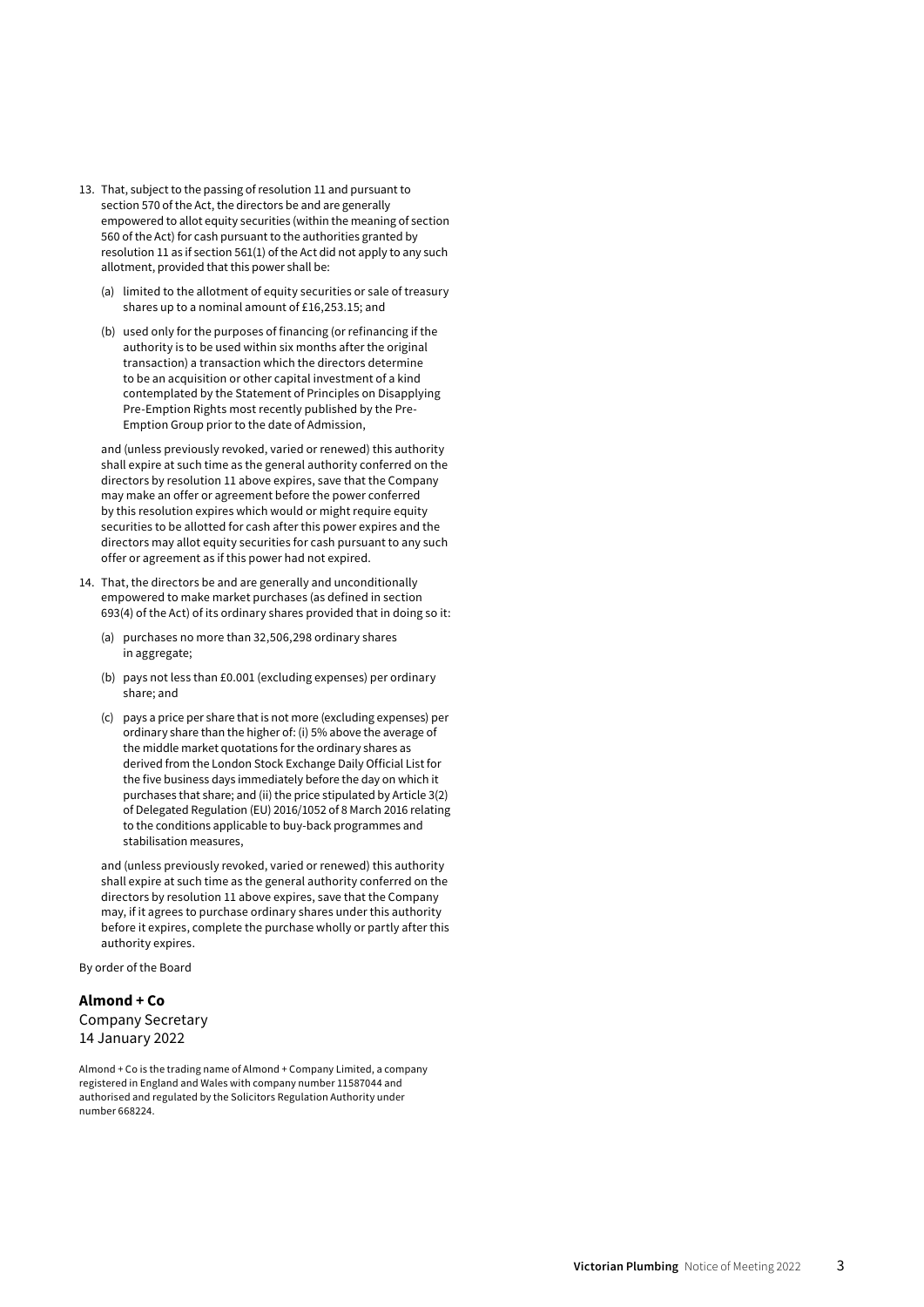13. That, subject to the passing of resolution 11 and pursuant to section 570 of the Act, the directors be and are generally empowered to allot equity securities (within the meaning of section 560 of the Act) for cash pursuant to the authorities granted by resolution 11 as if section 561(1) of the Act did not apply to any such allotment, provided that this power shall be:

    (a) limited to the allotment of equity securities or sale of treasury shares up to a nominal amount of £16,253.15; and

    (b) used only for the purposes of financing (or refinancing if the authority is to be used within six months after the original transaction) a transaction which the directors determine to be an acquisition or other capital investment of a kind contemplated by the Statement of Principles on Disapplying Pre-Emption Rights most recently published by the Pre-Emption Group prior to the date of Admission,

    and (unless previously revoked, varied or renewed) this authority shall expire at such time as the general authority conferred on the directors by resolution 11 above expires, save that the Company may make an offer or agreement before the power conferred by this resolution expires which would or might require equity securities to be allotted for cash after this power expires and the directors may allot equity securities for cash pursuant to any such offer or agreement as if this power had not expired.

14. That, the directors be and are generally and unconditionally empowered to make market purchases (as defined in section 693(4) of the Act) of its ordinary shares provided that in doing so it:

    (a) purchases no more than 32,506,298 ordinary shares in aggregate;

    (b) pays not less than £0.001 (excluding expenses) per ordinary share; and

    (c) pays a price per share that is not more (excluding expenses) per ordinary share than the higher of: (i) 5% above the average of the middle market quotations for the ordinary shares as derived from the London Stock Exchange Daily Official List for the five business days immediately before the day on which it purchases that share; and (ii) the price stipulated by Article 3(2) of Delegated Regulation (EU) 2016/1052 of 8 March 2016 relating to the conditions applicable to buy-back programmes and stabilisation measures,

    and (unless previously revoked, varied or renewed) this authority shall expire at such time as the general authority conferred on the directors by resolution 11 above expires, save that the Company may, if it agrees to purchase ordinary shares under this authority before it expires, complete the purchase wholly or partly after this authority expires.

By order of the Board

**Almond + Co**
Company Secretary
14 January 2022

Almond + Co is the trading name of Almond + Company Limited, a company registered in England and Wales with company number 11587044 and authorised and regulated by the Solicitors Regulation Authority under number 668224.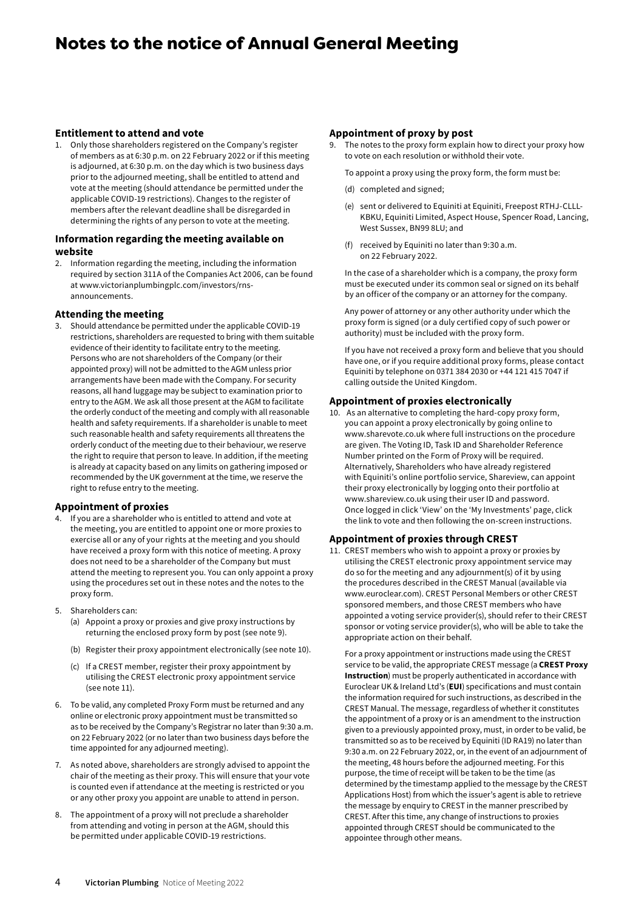# Notes to the notice of Annual General Meeting

### Entitlement to attend and vote

1. Only those shareholders registered on the Company's register of members as at 6:30 p.m. on 22 February 2022 or if this meeting is adjourned, at 6:30 p.m. on the day which is two business days prior to the adjourned meeting, shall be entitled to attend and vote at the meeting (should attendance be permitted under the applicable COVID-19 restrictions). Changes to the register of members after the relevant deadline shall be disregarded in determining the rights of any person to vote at the meeting.

### Information regarding the meeting available on website

2. Information regarding the meeting, including the information required by section 311A of the Companies Act 2006, can be found at www.victorianplumbingplc.com/investors/rns-announcements.

### Attending the meeting

3. Should attendance be permitted under the applicable COVID-19 restrictions, shareholders are requested to bring with them suitable evidence of their identity to facilitate entry to the meeting. Persons who are not shareholders of the Company (or their appointed proxy) will not be admitted to the AGM unless prior arrangements have been made with the Company. For security reasons, all hand luggage may be subject to examination prior to entry to the AGM. We ask all those present at the AGM to facilitate the orderly conduct of the meeting and comply with all reasonable health and safety requirements. If a shareholder is unable to meet such reasonable health and safety requirements all threatens the orderly conduct of the meeting due to their behaviour, we reserve the right to require that person to leave. In addition, if the meeting is already at capacity based on any limits on gathering imposed or recommended by the UK government at the time, we reserve the right to refuse entry to the meeting.

### Appointment of proxies

4. If you are a shareholder who is entitled to attend and vote at the meeting, you are entitled to appoint one or more proxies to exercise all or any of your rights at the meeting and you should have received a proxy form with this notice of meeting. A proxy does not need to be a shareholder of the Company but must attend the meeting to represent you. You can only appoint a proxy using the procedures set out in these notes and the notes to the proxy form.

5. Shareholders can:
   (a) Appoint a proxy or proxies and give proxy instructions by returning the enclosed proxy form by post (see note 9).
   
   (b) Register their proxy appointment electronically (see note 10).
   
   (c) If a CREST member, register their proxy appointment by utilising the CREST electronic proxy appointment service (see note 11).

6. To be valid, any completed Proxy Form must be returned and any online or electronic proxy appointment must be transmitted so as to be received by the Company's Registrar no later than 9:30 a.m. on 22 February 2022 (or no later than two business days before the time appointed for any adjourned meeting).

7. As noted above, shareholders are strongly advised to appoint the chair of the meeting as their proxy. This will ensure that your vote is counted even if attendance at the meeting is restricted or you or any other proxy you appoint are unable to attend in person.

8. The appointment of a proxy will not preclude a shareholder from attending and voting in person at the AGM, should this be permitted under applicable COVID-19 restrictions.

### Appointment of proxy by post

9. The notes to the proxy form explain how to direct your proxy how to vote on each resolution or withhold their vote.

   To appoint a proxy using the proxy form, the form must be:

   (d) completed and signed;

   (e) sent or delivered to Equiniti at Equiniti, Freepost RTHJ-CLLL-KBKU, Equiniti Limited, Aspect House, Spencer Road, Lancing, West Sussex, BN99 8LU; and

   (f) received by Equiniti no later than 9:30 a.m. on 22 February 2022.

   In the case of a shareholder which is a company, the proxy form must be executed under its common seal or signed on its behalf by an officer of the company or an attorney for the company.

   Any power of attorney or any other authority under which the proxy form is signed (or a duly certified copy of such power or authority) must be included with the proxy form.

   If you have not received a proxy form and believe that you should have one, or if you require additional proxy forms, please contact Equiniti by telephone on 0371 384 2030 or +44 121 415 7047 if calling outside the United Kingdom.

### Appointment of proxies electronically

10. As an alternative to completing the hard-copy proxy form, you can appoint a proxy electronically by going online to www.sharevote.co.uk where full instructions on the procedure are given. The Voting ID, Task ID and Shareholder Reference Number printed on the Form of Proxy will be required. Alternatively, Shareholders who have already registered with Equiniti's online portfolio service, Shareview, can appoint their proxy electronically by logging onto their portfolio at www.shareview.co.uk using their user ID and password. Once logged in click 'View' on the 'My Investments' page, click the link to vote and then following the on-screen instructions.

### Appointment of proxies through CREST

11. CREST members who wish to appoint a proxy or proxies by utilising the CREST electronic proxy appointment service may do so for the meeting and any adjournment(s) of it by using the procedures described in the CREST Manual (available via www.euroclear.com). CREST Personal Members or other CREST sponsored members, and those CREST members who have appointed a voting service provider(s), should refer to their CREST sponsor or voting service provider(s), who will be able to take the appropriate action on their behalf.

    For a proxy appointment or instructions made using the CREST service to be valid, the appropriate CREST message (a **CREST Proxy Instruction**) must be properly authenticated in accordance with Euroclear UK & Ireland Ltd's (**EUI**) specifications and must contain the information required for such instructions, as described in the CREST Manual. The message, regardless of whether it constitutes the appointment of a proxy or is an amendment to the instruction given to a previously appointed proxy, must, in order to be valid, be transmitted so as to be received by Equiniti (ID RA19) no later than 9:30 a.m. on 22 February 2022, or, in the event of an adjournment of the meeting, 48 hours before the adjourned meeting. For this purpose, the time of receipt will be taken to be the time (as determined by the timestamp applied to the message by the CREST Applications Host) from which the issuer's agent is able to retrieve the message by enquiry to CREST in the manner prescribed by CREST. After this time, any change of instructions to proxies appointed through CREST should be communicated to the appointee through other means.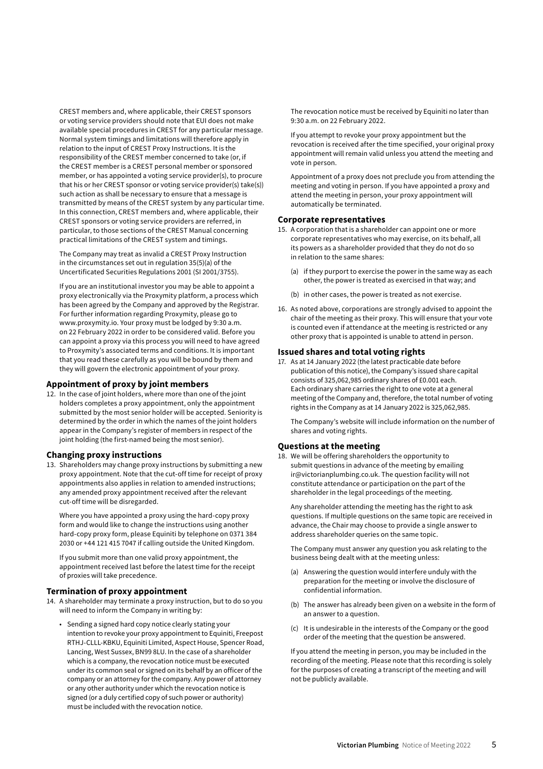CREST members and, where applicable, their CREST sponsors or voting service providers should note that EUI does not make available special procedures in CREST for any particular message. Normal system timings and limitations will therefore apply in relation to the input of CREST Proxy Instructions. It is the responsibility of the CREST member concerned to take (or, if the CREST member is a CREST personal member or sponsored member, or has appointed a voting service provider(s), to procure that his or her CREST sponsor or voting service provider(s) take(s)) such action as shall be necessary to ensure that a message is transmitted by means of the CREST system by any particular time. In this connection, CREST members and, where applicable, their CREST sponsors or voting service providers are referred, in particular, to those sections of the CREST Manual concerning practical limitations of the CREST system and timings.

The Company may treat as invalid a CREST Proxy Instruction in the circumstances set out in regulation 35(5)(a) of the Uncertificated Securities Regulations 2001 (SI 2001/3755).

If you are an institutional investor you may be able to appoint a proxy electronically via the Proxymity platform, a process which has been agreed by the Company and approved by the Registrar. For further information regarding Proxymity, please go to www.proxymity.io. Your proxy must be lodged by 9:30 a.m. on 22 February 2022 in order to be considered valid. Before you can appoint a proxy via this process you will need to have agreed to Proxymity's associated terms and conditions. It is important that you read these carefully as you will be bound by them and they will govern the electronic appointment of your proxy.

### Appointment of proxy by joint members

12. In the case of joint holders, where more than one of the joint holders completes a proxy appointment, only the appointment submitted by the most senior holder will be accepted. Seniority is determined by the order in which the names of the joint holders appear in the Company's register of members in respect of the joint holding (the first-named being the most senior).

### Changing proxy instructions

13. Shareholders may change proxy instructions by submitting a new proxy appointment. Note that the cut-off time for receipt of proxy appointments also applies in relation to amended instructions; any amended proxy appointment received after the relevant cut-off time will be disregarded.

    Where you have appointed a proxy using the hard-copy proxy form and would like to change the instructions using another hard-copy proxy form, please Equiniti by telephone on 0371 384 2030 or +44 121 415 7047 if calling outside the United Kingdom.

    If you submit more than one valid proxy appointment, the appointment received last before the latest time for the receipt of proxies will take precedence.

### Termination of proxy appointment

14. A shareholder may terminate a proxy instruction, but to do so you will need to inform the Company in writing by:

    - Sending a signed hard copy notice clearly stating your intention to revoke your proxy appointment to Equiniti, Freepost RTHJ-CLLL-KBKU, Equiniti Limited, Aspect House, Spencer Road, Lancing, West Sussex, BN99 8LU. In the case of a shareholder which is a company, the revocation notice must be executed under its common seal or signed on its behalf by an officer of the company or an attorney for the company. Any power of attorney or any other authority under which the revocation notice is signed (or a duly certified copy of such power or authority) must be included with the revocation notice.

    The revocation notice must be received by Equiniti no later than 9:30 a.m. on 22 February 2022.

    If you attempt to revoke your proxy appointment but the revocation is received after the time specified, your original proxy appointment will remain valid unless you attend the meeting and vote in person.

    Appointment of a proxy does not preclude you from attending the meeting and voting in person. If you have appointed a proxy and attend the meeting in person, your proxy appointment will automatically be terminated.

### Corporate representatives

15. A corporation that is a shareholder can appoint one or more corporate representatives who may exercise, on its behalf, all its powers as a shareholder provided that they do not do so in relation to the same shares:

    (a) if they purport to exercise the power in the same way as each other, the power is treated as exercised in that way; and

    (b) in other cases, the power is treated as not exercise.

16. As noted above, corporations are strongly advised to appoint the chair of the meeting as their proxy. This will ensure that your vote is counted even if attendance at the meeting is restricted or any other proxy that is appointed is unable to attend in person.

### Issued shares and total voting rights

17. As at 14 January 2022 (the latest practicable date before publication of this notice), the Company's issued share capital consists of 325,062,985 ordinary shares of £0.001 each. Each ordinary share carries the right to one vote at a general meeting of the Company and, therefore, the total number of voting rights in the Company as at 14 January 2022 is 325,062,985.

    The Company's website will include information on the number of shares and voting rights.

### Questions at the meeting

18. We will be offering shareholders the opportunity to submit questions in advance of the meeting by emailing ir@victorianplumbing.co.uk. The question facility will not constitute attendance or participation on the part of the shareholder in the legal proceedings of the meeting.

    Any shareholder attending the meeting has the right to ask questions. If multiple questions on the same topic are received in advance, the Chair may choose to provide a single answer to address shareholder queries on the same topic.

    The Company must answer any question you ask relating to the business being dealt with at the meeting unless:

    (a) Answering the question would interfere unduly with the preparation for the meeting or involve the disclosure of confidential information.

    (b) The answer has already been given on a website in the form of an answer to a question.

    (c) It is undesirable in the interests of the Company or the good order of the meeting that the question be answered.

    If you attend the meeting in person, you may be included in the recording of the meeting. Please note that this recording is solely for the purposes of creating a transcript of the meeting and will not be publicly available.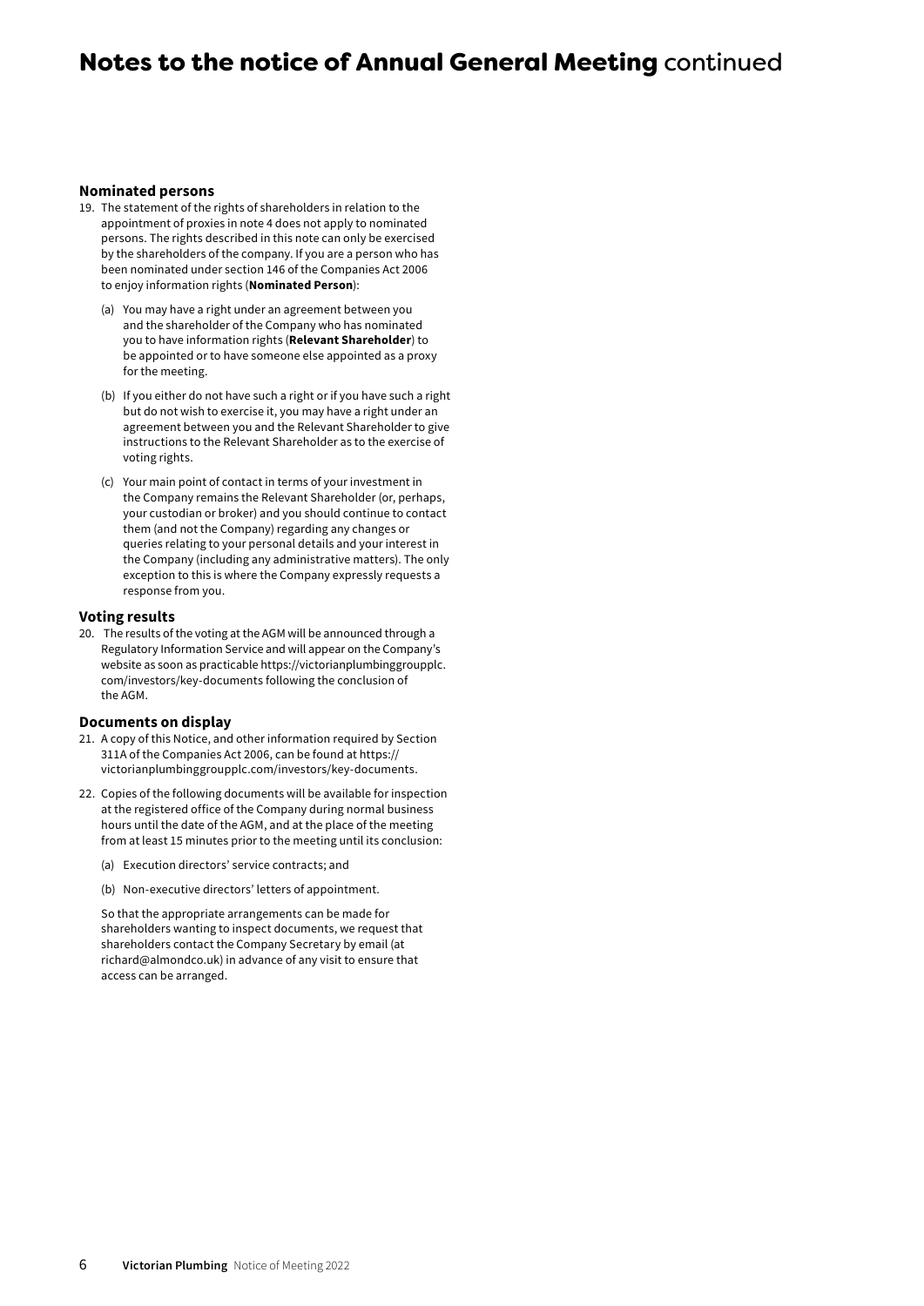# Notes to the notice of Annual General Meeting continued

### Nominated persons

19. The statement of the rights of shareholders in relation to the appointment of proxies in note 4 does not apply to nominated persons. The rights described in this note can only be exercised by the shareholders of the company. If you are a person who has been nominated under section 146 of the Companies Act 2006 to enjoy information rights (**Nominated Person**):

    (a) You may have a right under an agreement between you and the shareholder of the Company who has nominated you to have information rights (**Relevant Shareholder**) to be appointed or to have someone else appointed as a proxy for the meeting.

    (b) If you either do not have such a right or if you have such a right but do not wish to exercise it, you may have a right under an agreement between you and the Relevant Shareholder to give instructions to the Relevant Shareholder as to the exercise of voting rights.

    (c) Your main point of contact in terms of your investment in the Company remains the Relevant Shareholder (or, perhaps, your custodian or broker) and you should continue to contact them (and not the Company) regarding any changes or queries relating to your personal details and your interest in the Company (including any administrative matters). The only exception to this is where the Company expressly requests a response from you.

### Voting results

20. The results of the voting at the AGM will be announced through a Regulatory Information Service and will appear on the Company's website as soon as practicable https://victorianplumbinggroupplc.com/investors/key-documents following the conclusion of the AGM.

### Documents on display

21. A copy of this Notice, and other information required by Section 311A of the Companies Act 2006, can be found at https://victorianplumbinggroupplc.com/investors/key-documents.

22. Copies of the following documents will be available for inspection at the registered office of the Company during normal business hours until the date of the AGM, and at the place of the meeting from at least 15 minutes prior to the meeting until its conclusion:

    (a) Execution directors' service contracts; and

    (b) Non-executive directors' letters of appointment.

    So that the appropriate arrangements can be made for shareholders wanting to inspect documents, we request that shareholders contact the Company Secretary by email (at richard@almondco.uk) in advance of any visit to ensure that access can be arranged.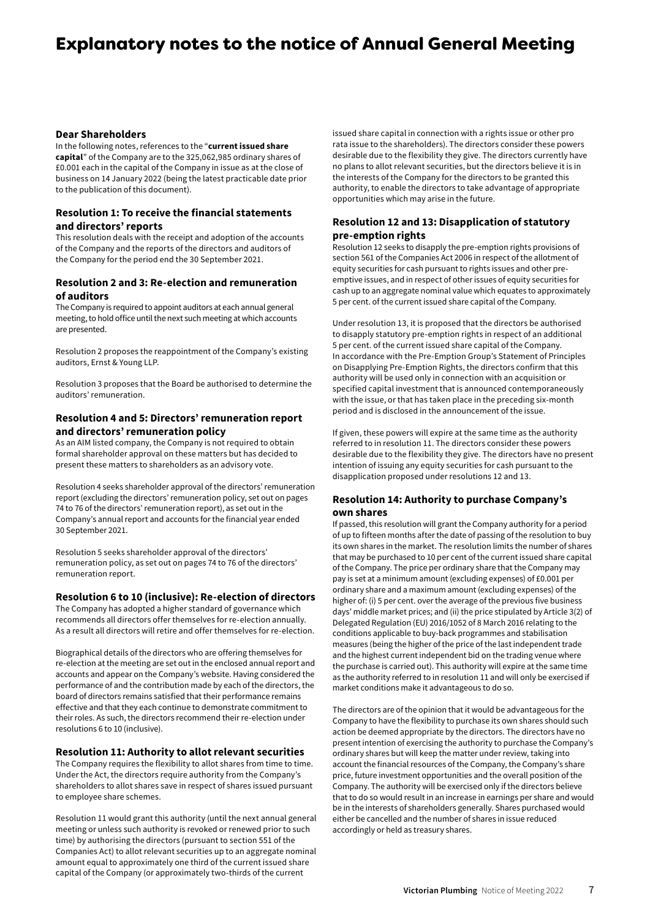# Explanatory notes to the notice of Annual General Meeting

### Dear Shareholders

In the following notes, references to the "**current issued share capital**" of the Company are to the 325,062,985 ordinary shares of £0.001 each in the capital of the Company in issue as at the close of business on 14 January 2022 (being the latest practicable date prior to the publication of this document).

### Resolution 1: To receive the financial statements and directors' reports

This resolution deals with the receipt and adoption of the accounts of the Company and the reports of the directors and auditors of the Company for the period end the 30 September 2021.

### Resolution 2 and 3: Re-election and remuneration of auditors

The Company is required to appoint auditors at each annual general meeting, to hold office until the next such meeting at which accounts are presented.

Resolution 2 proposes the reappointment of the Company's existing auditors, Ernst & Young LLP.

Resolution 3 proposes that the Board be authorised to determine the auditors' remuneration.

### Resolution 4 and 5: Directors' remuneration report and directors' remuneration policy

As an AIM listed company, the Company is not required to obtain formal shareholder approval on these matters but has decided to present these matters to shareholders as an advisory vote.

Resolution 4 seeks shareholder approval of the directors' remuneration report (excluding the directors' remuneration policy, set out on pages 74 to 76 of the directors' remuneration report), as set out in the Company's annual report and accounts for the financial year ended 30 September 2021.

Resolution 5 seeks shareholder approval of the directors' remuneration policy, as set out on pages 74 to 76 of the directors' remuneration report.

### Resolution 6 to 10 (inclusive): Re-election of directors

The Company has adopted a higher standard of governance which recommends all directors offer themselves for re-election annually. As a result all directors will retire and offer themselves for re-election.

Biographical details of the directors who are offering themselves for re-election at the meeting are set out in the enclosed annual report and accounts and appear on the Company's website. Having considered the performance of and the contribution made by each of the directors, the board of directors remains satisfied that their performance remains effective and that they each continue to demonstrate commitment to their roles. As such, the directors recommend their re-election under resolutions 6 to 10 (inclusive).

### Resolution 11: Authority to allot relevant securities

The Company requires the flexibility to allot shares from time to time. Under the Act, the directors require authority from the Company's shareholders to allot shares save in respect of shares issued pursuant to employee share schemes.

Resolution 11 would grant this authority (until the next annual general meeting or unless such authority is revoked or renewed prior to such time) by authorising the directors (pursuant to section 551 of the Companies Act) to allot relevant securities up to an aggregate nominal amount equal to approximately one third of the current issued share capital of the Company (or approximately two-thirds of the current issued share capital in connection with a rights issue or other pro rata issue to the shareholders). The directors consider these powers desirable due to the flexibility they give. The directors currently have no plans to allot relevant securities, but the directors believe it is in the interests of the Company for the directors to be granted this authority, to enable the directors to take advantage of appropriate opportunities which may arise in the future.

### Resolution 12 and 13: Disapplication of statutory pre-emption rights

Resolution 12 seeks to disapply the pre-emption rights provisions of section 561 of the Companies Act 2006 in respect of the allotment of equity securities for cash pursuant to rights issues and other pre-emptive issues, and in respect of other issues of equity securities for cash up to an aggregate nominal value which equates to approximately 5 per cent. of the current issued share capital of the Company.

Under resolution 13, it is proposed that the directors be authorised to disapply statutory pre-emption rights in respect of an additional 5 per cent. of the current issued share capital of the Company. In accordance with the Pre-Emption Group's Statement of Principles on Disapplying Pre-Emption Rights, the directors confirm that this authority will be used only in connection with an acquisition or specified capital investment that is announced contemporaneously with the issue, or that has taken place in the preceding six-month period and is disclosed in the announcement of the issue.

If given, these powers will expire at the same time as the authority referred to in resolution 11. The directors consider these powers desirable due to the flexibility they give. The directors have no present intention of issuing any equity securities for cash pursuant to the disapplication proposed under resolutions 12 and 13.

### Resolution 14: Authority to purchase Company's own shares

If passed, this resolution will grant the Company authority for a period of up to fifteen months after the date of passing of the resolution to buy its own shares in the market. The resolution limits the number of shares that may be purchased to 10 per cent of the current issued share capital of the Company. The price per ordinary share that the Company may pay is set at a minimum amount (excluding expenses) of £0.001 per ordinary share and a maximum amount (excluding expenses) of the higher of: (i) 5 per cent. over the average of the previous five business days' middle market prices; and (ii) the price stipulated by Article 3(2) of Delegated Regulation (EU) 2016/1052 of 8 March 2016 relating to the conditions applicable to buy-back programmes and stabilisation measures (being the higher of the price of the last independent trade and the highest current independent bid on the trading venue where the purchase is carried out). This authority will expire at the same time as the authority referred to in resolution 11 and will only be exercised if market conditions make it advantageous to do so.

The directors are of the opinion that it would be advantageous for the Company to have the flexibility to purchase its own shares should such action be deemed appropriate by the directors. The directors have no present intention of exercising the authority to purchase the Company's ordinary shares but will keep the matter under review, taking into account the financial resources of the Company, the Company's share price, future investment opportunities and the overall position of the Company. The authority will be exercised only if the directors believe that to do so would result in an increase in earnings per share and would be in the interests of shareholders generally. Shares purchased would either be cancelled and the number of shares in issue reduced accordingly or held as treasury shares.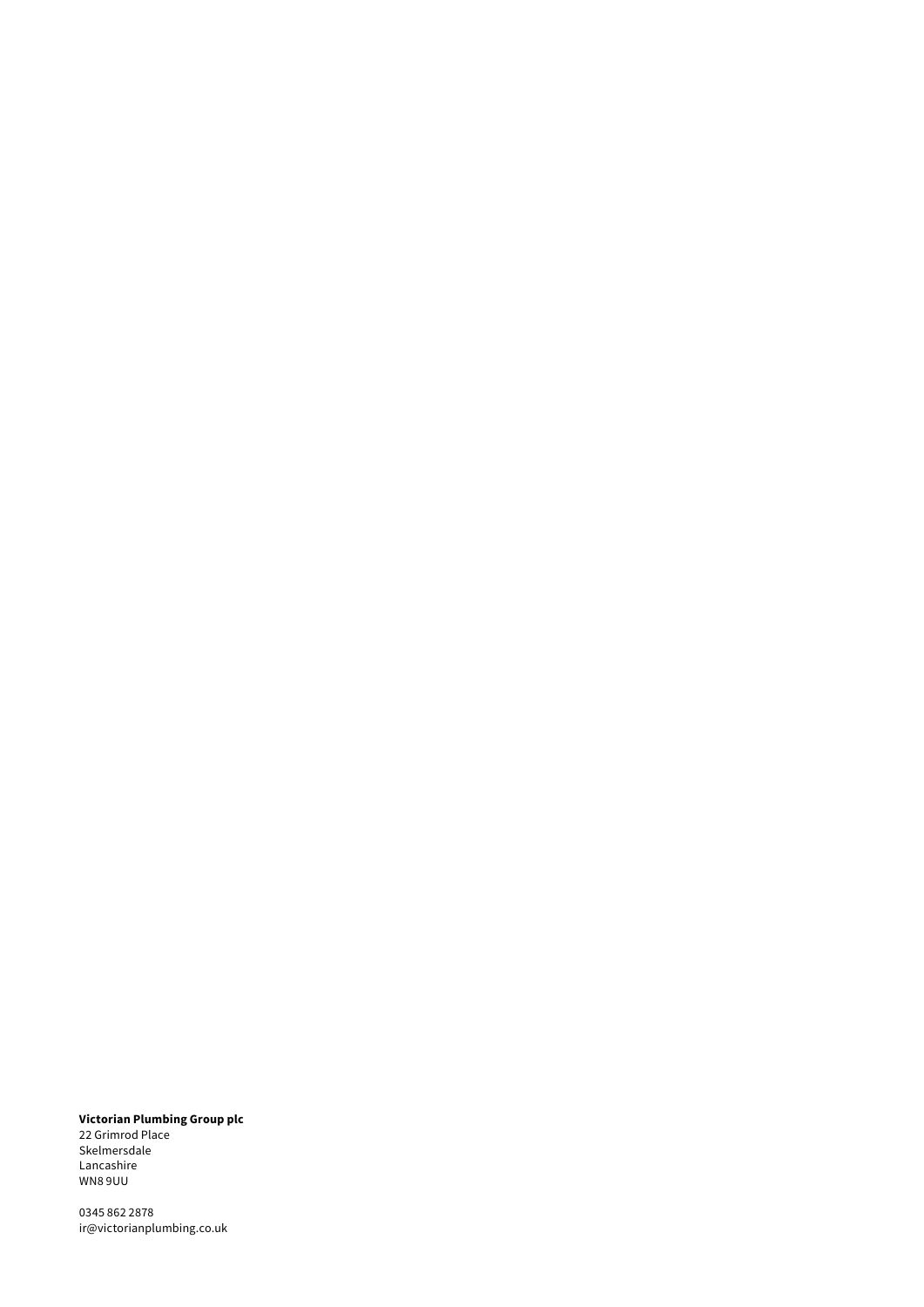**Victorian Plumbing Group plc**
22 Grimrod Place
Skelmersdale
Lancashire
WN8 9UU

0345 862 2878
ir@victorianplumbing.co.uk